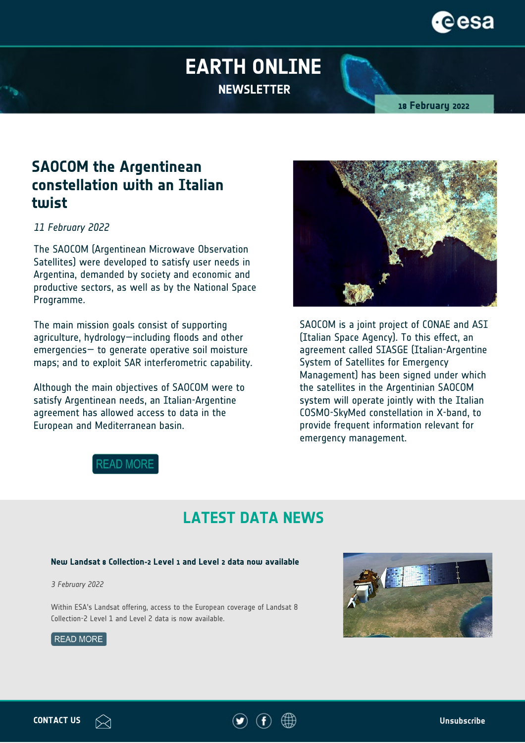EARTH ONLINE

NEWSLETTER

18 February 2022

## SAOCOM the Argentinean constellation with an Italian twist

*11 February 2022*

The SAOCOM (Argentinean Microwave Observation Satellites) were developed to satisfy user needs in Argentina, demanded by society and economic and productive sectors, as well as by the National Space Programme.

The main mission goals consist of supporting agriculture, hydrology—including floods and other emergencies— to generate operative soil moisture maps; and to exploit SAR interferometric capability.

Although the main objectives of SAOCOM were to satisfy Argentinean needs, an Italian-Argentine agreement has allowed access to data in the European and Mediterranean basin.

SAOCOM is a joint project of CONAE and ASI (Italian Space Agency). To this effect, an agreement called SIASGE (Italian-Argentine System of Satellites for Emergency Management) has been signed under which the satellites in the Argentinian SAOCOM system will operate jointly with the Italian COSMO-SkyMed constellation in X-band, to provide frequent information relevant for emergency management.

READ MORE

## LATEST DATA NEWS

**New Landsat 8 Collection-2 Level 1 and Level 2 data now available**

*3 February 2022*

Within ESA's Landsat offering, access to the European coverage of Landsat 8 Collection-2 Level 1 and Level 2 data is now available.

READ MORE

CONTACT US

Unsubscribe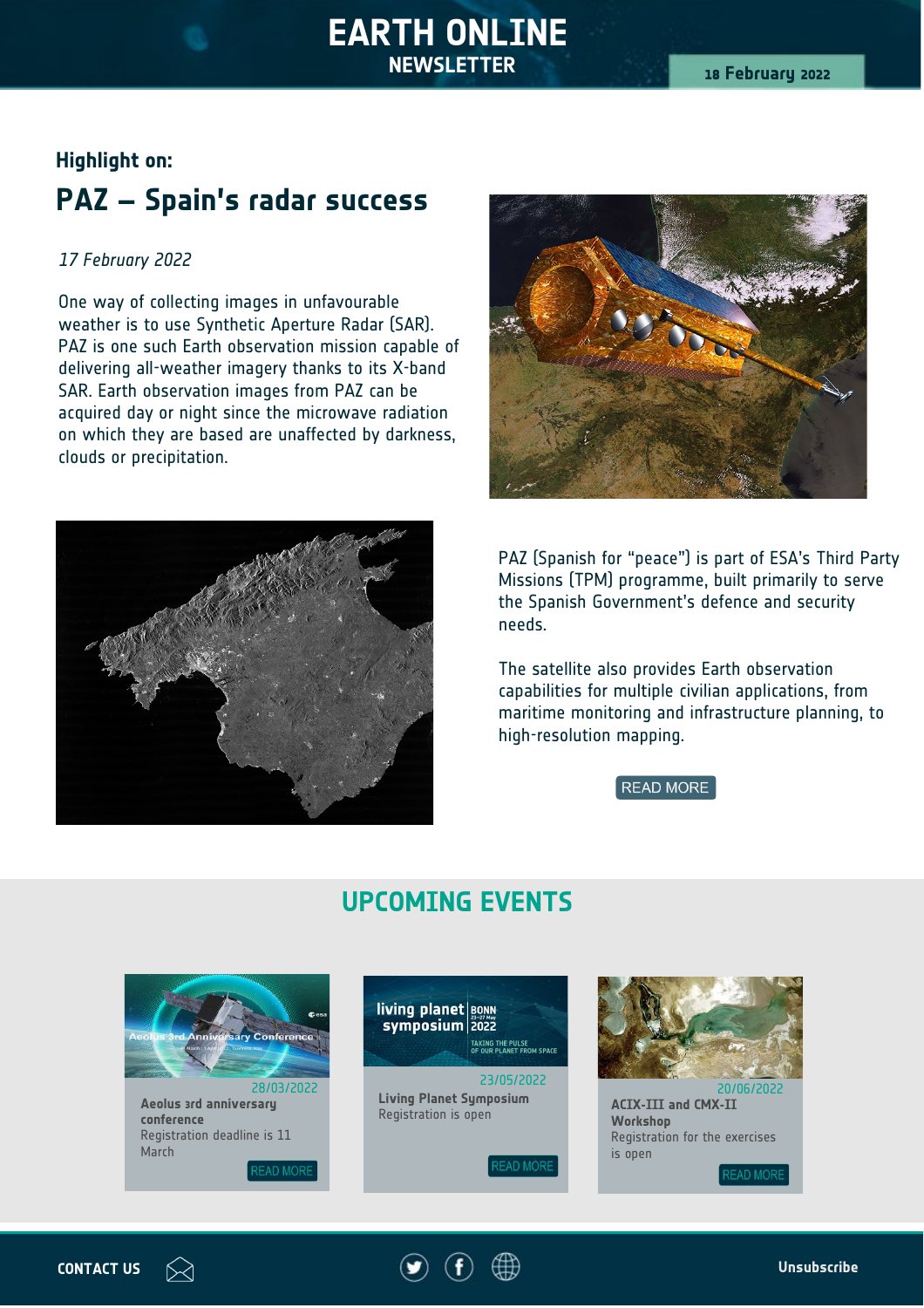# EARTH ONLINE
NEWSLETTER

18 February 2022

### Highlight on:

## PAZ – Spain's radar success

*17 February 2022*

One way of collecting images in unfavourable weather is to use Synthetic Aperture Radar (SAR). PAZ is one such Earth observation mission capable of delivering all-weather imagery thanks to its X-band SAR. Earth observation images from PAZ can be acquired day or night since the microwave radiation on which they are based are unaffected by darkness, clouds or precipitation.

PAZ (Spanish for "peace") is part of ESA's Third Party Missions (TPM) programme, built primarily to serve the Spanish Government's defence and security needs.

The satellite also provides Earth observation capabilities for multiple civilian applications, from maritime monitoring and infrastructure planning, to high-resolution mapping.

READ MORE

## UPCOMING EVENTS

28/03/2022
**Aeolus 3rd anniversary conference**
Registration deadline is 11 March
READ MORE

23/05/2022
**Living Planet Symposium**
Registration is open
READ MORE

20/06/2022
**ACIX-III and CMX-II Workshop**
Registration for the exercises is open
READ MORE

CONTACT US

Unsubscribe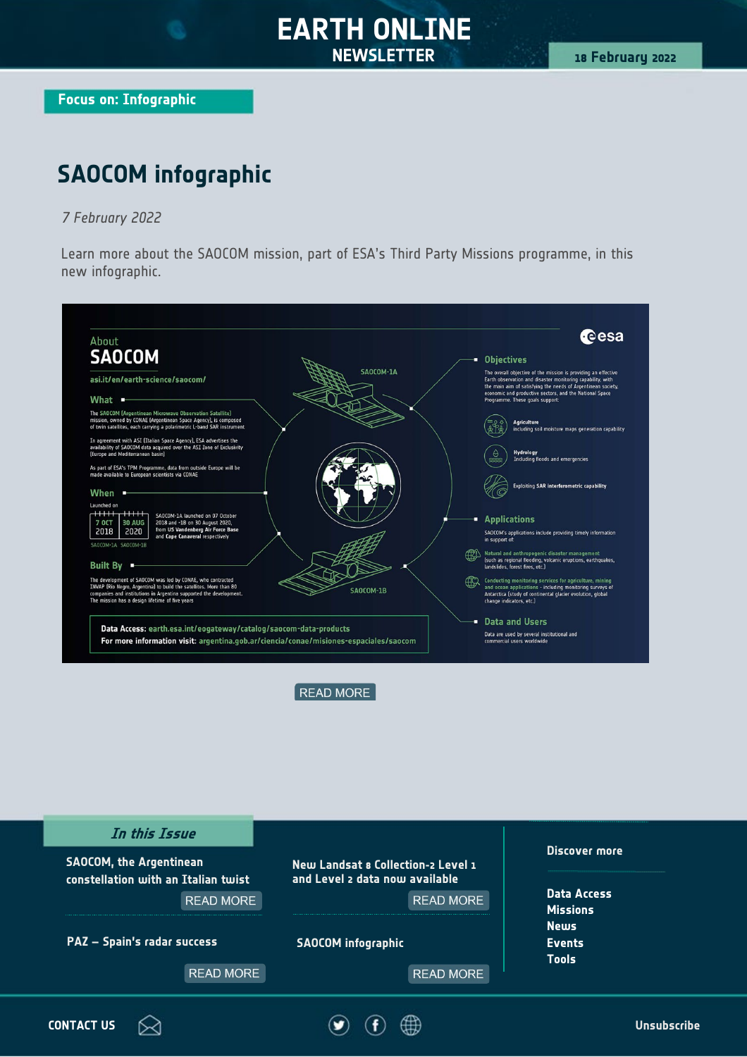# EARTH ONLINE
## NEWSLETTER

18 February 2022

**Focus on: Infographic**

## SAOCOM infographic

*7 February 2022*

Learn more about the SAOCOM mission, part of ESA's Third Party Missions programme, in this new infographic.

About
**SAOCOM**

asi.it/en/earth-science/saocom/

**What**

The SAOCOM (Argentinean Microwave Observation Satellite) mission, owned by CONAE (Argentinean Space Agency), is composed of twin satellites, each carrying a polarimetric L-band SAR instrument

In agreement with ASI (Italian Space Agency), ESA advertises the availability of SAOCOM data acquired over the ASI Zone of Exclusivity (Europe and Mediterranean basin)

As part of ESA's TPM Programme, data from outside Europe will be made available to European scientists via CONAE

**When**

Launched on

7 OCT 2018 | 30 AUG 2020
SAOCOM-1A | SAOCOM-1B

SAOCOM-1A launched on 07 October 2018 and -1B on 30 August 2020, from US **Vandenberg Air Force Base** and **Cape Canaveral** respectively

**Built By**

The development of SAOCOM was led by CONAE, who contracted INVAP (Rio Negro, Argentina) to build the satellites. More than 80 companies and institutions in Argentina supported the development. The mission has a design lifetime of five years

SAOCOM-1A

SAOCOM-1B

**Objectives**

The overall objective of the mission is providing an effective Earth observation and disaster monitoring capability, with the main aim of satisfying the needs of Argentinean society, economic and productive sectors, and the National Space Programme. These goals support:

**Agriculture**
including soil moisture maps generation capability

**Hydrology**
Including floods and emergencies

Exploiting **SAR interferometric capability**

**Applications**

SAOCOM's applications include providing timely information in support of:

Natural and anthropogenic disaster management (such as regional flooding, volcanic eruptions, earthquakes, landslides, forest fires, etc.)

Conducting monitoring services for agriculture, mining and ocean applications - including monitoring surveys of Antarctica (study of continental glacier evolution, global change indicators, etc.)

**Data and Users**

Data are used by several institutional and commercial users worldwide

**Data Access:** earth.esa.int/eogateway/catalog/saocom-data-products
**For more information visit:** argentina.gob.ar/ciencia/conae/misiones-espaciales/saocom

READ MORE

### *In this Issue*

**SAOCOM, the Argentinean constellation with an Italian twist**
READ MORE

**New Landsat 8 Collection-2 Level 1 and Level 2 data now available**
READ MORE

**PAZ – Spain's radar success**
READ MORE

**SAOCOM infographic**
READ MORE

**Discover more**

- Data Access
- Missions
- News
- Events
- Tools

CONTACT US

Unsubscribe